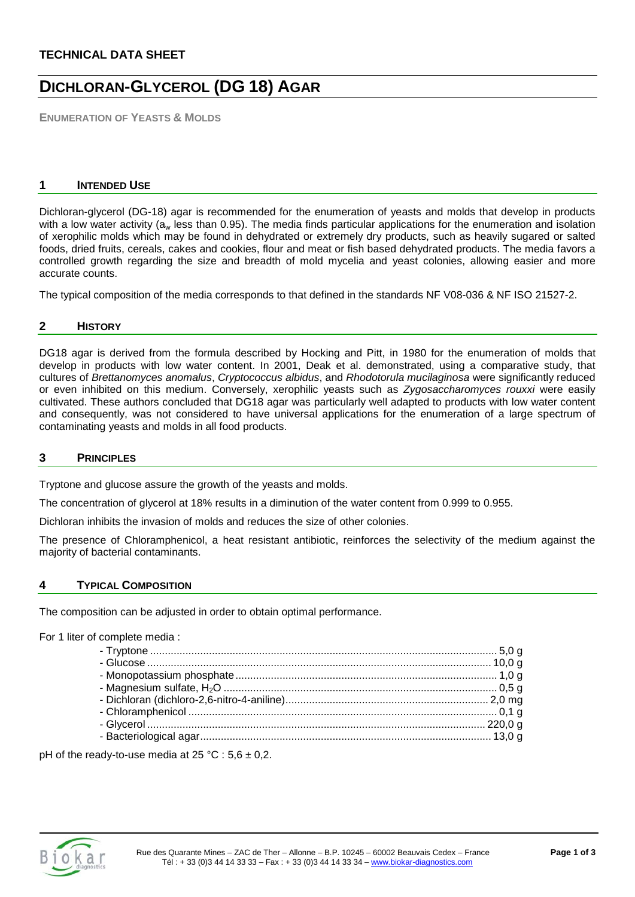**TECHNICAL DATA SHEET**

# DICHLORAN-GLYCEROL (DG 18) AGAR

**ENUMERATION OF YEASTS & MOLDS**

## 1 INTENDED USE

Dichloran-glycerol (DG-18) agar is recommended for the enumeration of yeasts and molds that develop in products with a low water activity ($a_w$ less than 0.95). The media finds particular applications for the enumeration and isolation of xerophilic molds which may be found in dehydrated or extremely dry products, such as heavily sugared or salted foods, dried fruits, cereals, cakes and cookies, flour and meat or fish based dehydrated products. The media favors a controlled growth regarding the size and breadth of mold mycelia and yeast colonies, allowing easier and more accurate counts.

The typical composition of the media corresponds to that defined in the standards NF V08-036 & NF ISO 21527-2.

## 2 HISTORY

DG18 agar is derived from the formula described by Hocking and Pitt, in 1980 for the enumeration of molds that develop in products with low water content. In 2001, Deak et al. demonstrated, using a comparative study, that cultures of *Brettanomyces anomalus*, *Cryptococcus albidus*, and *Rhodotorula mucilaginosa* were significantly reduced or even inhibited on this medium. Conversely, xerophilic yeasts such as *Zygosaccharomyces rouxxi* were easily cultivated. These authors concluded that DG18 agar was particularly well adapted to products with low water content and consequently, was not considered to have universal applications for the enumeration of a large spectrum of contaminating yeasts and molds in all food products.

## 3 PRINCIPLES

Tryptone and glucose assure the growth of the yeasts and molds.

The concentration of glycerol at 18% results in a diminution of the water content from 0.999 to 0.955.

Dichloran inhibits the invasion of molds and reduces the size of other colonies.

The presence of Chloramphenicol, a heat resistant antibiotic, reinforces the selectivity of the medium against the majority of bacterial contaminants.

## 4 TYPICAL COMPOSITION

The composition can be adjusted in order to obtain optimal performance.

For 1 liter of complete media :

- Tryptone ........ 5,0 g
- Glucose ........ 10,0 g
- Monopotassium phosphate ........ 1,0 g
- Magnesium sulfate, $H_2O$ ........ 0,5 g
- Dichloran (dichloro-2,6-nitro-4-aniline) ........ 2,0 mg
- Chloramphenicol ........ 0,1 g
- Glycerol ........ 220,0 g
- Bacteriological agar ........ 13,0 g

pH of the ready-to-use media at 25 °C : 5,6 ± 0,2.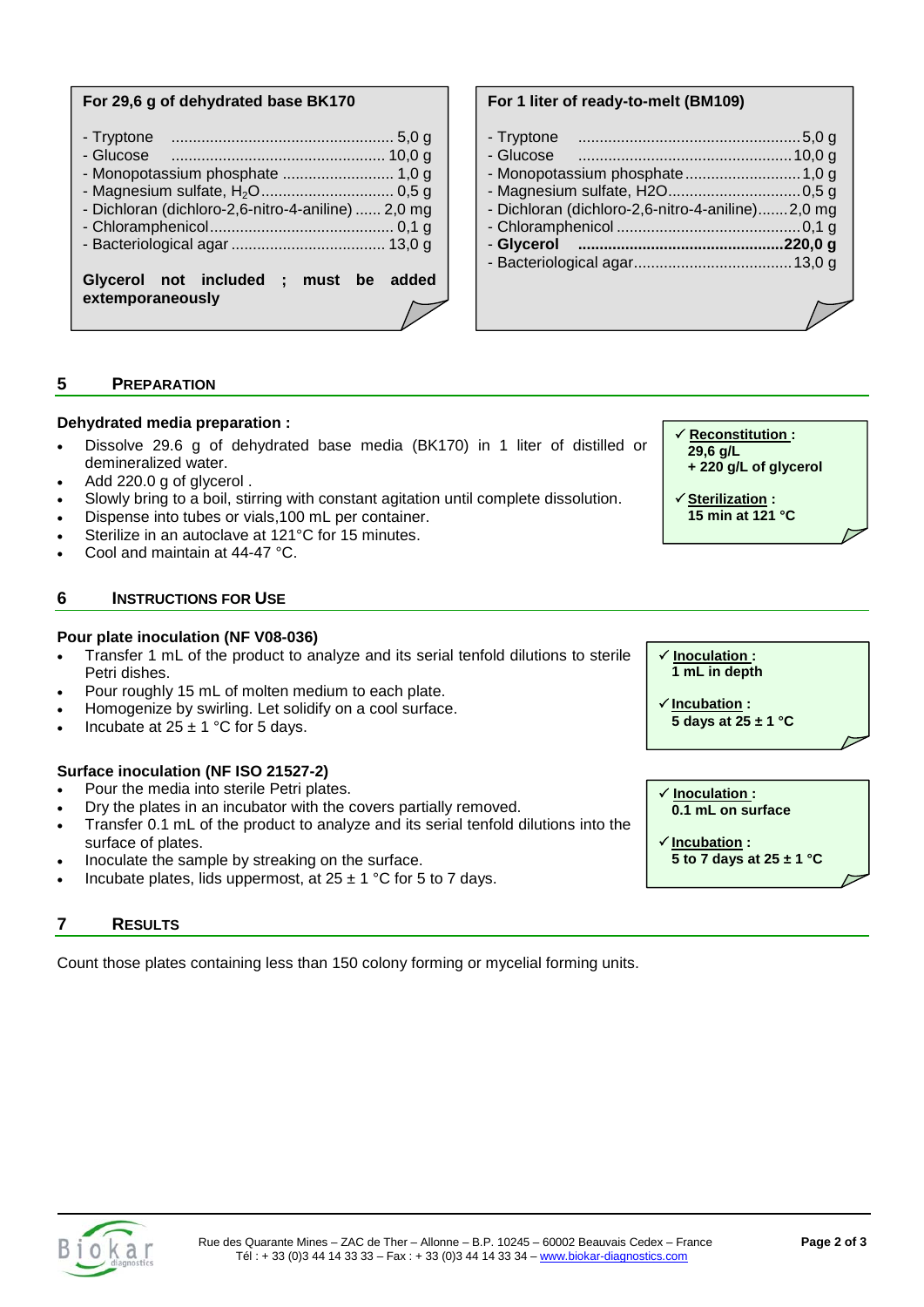**For 29,6 g of dehydrated base BK170**

- Tryptone .................................................... 5,0 g
- Glucose ................................................. 10,0 g
- Monopotassium phosphate .......................... 1,0 g
- Magnesium sulfate, $H_2O$............................... 0,5 g
- Dichloran (dichloro-2,6-nitro-4-aniline) ...... 2,0 mg
- Chloramphenicol........................................... 0,1 g
- Bacteriological agar ................................... 13,0 g

**Glycerol not included ; must be added extemporaneously**

**For 1 liter of ready-to-melt (BM109)**

- Tryptone ...................................................5,0 g
- Glucose .................................................10,0 g
- Monopotassium phosphate...........................1,0 g
- Magnesium sulfate, H2O...............................0,5 g
- Dichloran (dichloro-2,6-nitro-4-aniline).......2,0 mg
- Chloramphenicol ...........................................0,1 g
- **Glycerol ...............................................220,0 g**
- Bacteriological agar.....................................13,0 g

## 5 PREPARATION

**Dehydrated media preparation :**

- Dissolve 29.6 g of dehydrated base media (BK170) in 1 liter of distilled or demineralized water.
- Add 220.0 g of glycerol .
- Slowly bring to a boil, stirring with constant agitation until complete dissolution.
- Dispense into tubes or vials,100 mL per container.
- Sterilize in an autoclave at 121°C for 15 minutes.
- Cool and maintain at 44-47 °C.

✓ **Reconstitution :**
**29,6 g/L**
**+ 220 g/L of glycerol**

✓ **Sterilization :**
**15 min at 121 °C**

## 6 INSTRUCTIONS FOR USE

**Pour plate inoculation (NF V08-036)**

- Transfer 1 mL of the product to analyze and its serial tenfold dilutions to sterile Petri dishes.
- Pour roughly 15 mL of molten medium to each plate.
- Homogenize by swirling. Let solidify on a cool surface.
- Incubate at 25 ± 1 °C for 5 days.

✓ **Inoculation :**
**1 mL in depth**

✓ **Incubation :**
**5 days at 25 ± 1 °C**

**Surface inoculation (NF ISO 21527-2)**

- Pour the media into sterile Petri plates.
- Dry the plates in an incubator with the covers partially removed.
- Transfer 0.1 mL of the product to analyze and its serial tenfold dilutions into the surface of plates.
- Inoculate the sample by streaking on the surface.
- Incubate plates, lids uppermost, at 25 ± 1 °C for 5 to 7 days.

✓ **Inoculation :**
**0.1 mL on surface**

✓ **Incubation :**
**5 to 7 days at 25 ± 1 °C**

## 7 RESULTS

Count those plates containing less than 150 colony forming or mycelial forming units.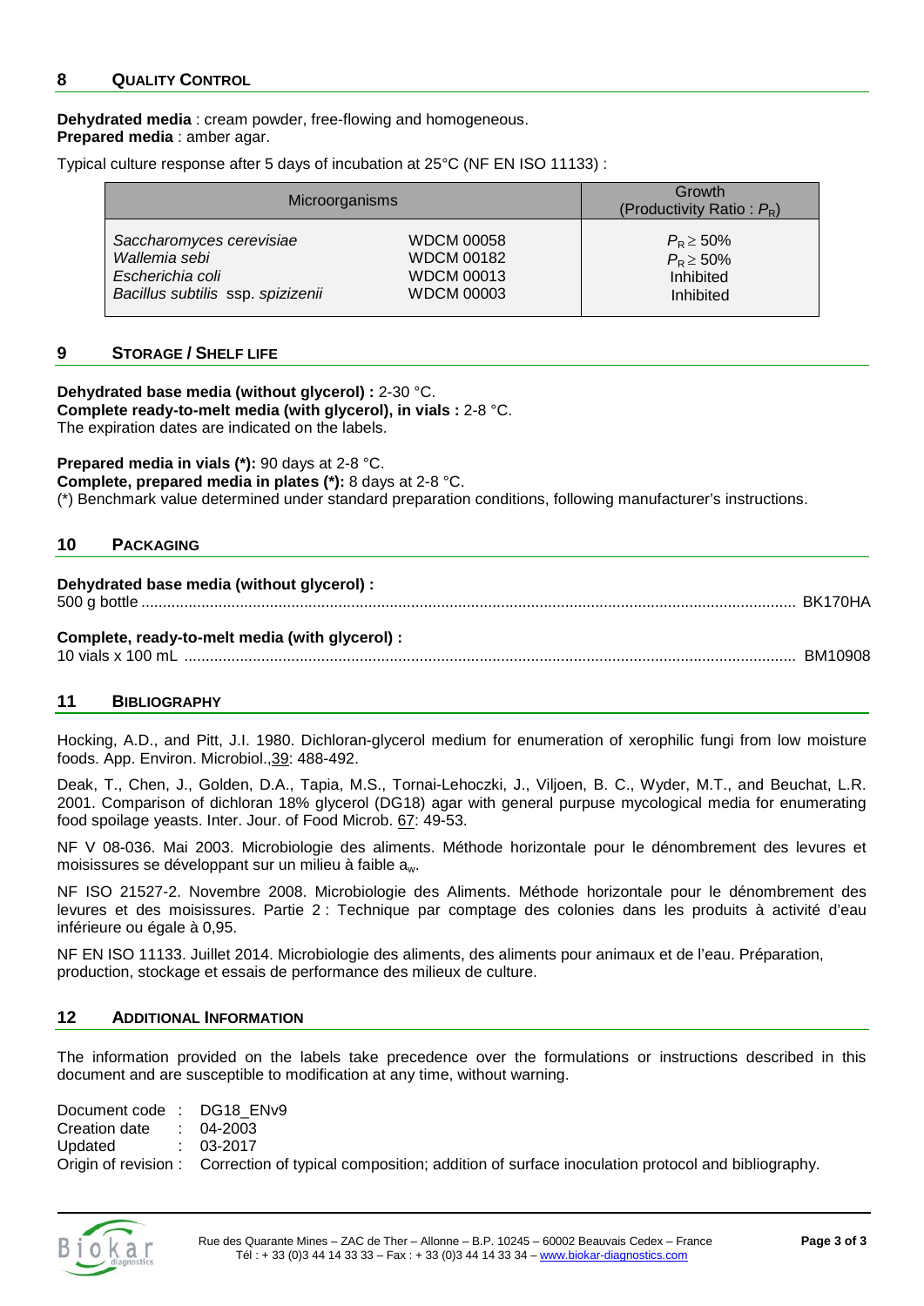## 8 QUALITY CONTROL

**Dehydrated media** : cream powder, free-flowing and homogeneous.
**Prepared media** : amber agar.

Typical culture response after 5 days of incubation at 25°C (NF EN ISO 11133) :

| Microorganisms | | Growth (Productivity Ratio : $P_R$) |
|---|---|---|
| *Saccharomyces cerevisiae* | WDCM 00058 | $P_R \geq 50\%$ |
| *Wallemia sebi* | WDCM 00182 | $P_R \geq 50\%$ |
| *Escherichia coli* | WDCM 00013 | Inhibited |
| *Bacillus subtilis* ssp. *spizizenii* | WDCM 00003 | Inhibited |

## 9 STORAGE / SHELF LIFE

**Dehydrated base media (without glycerol) :** 2-30 °C.
**Complete ready-to-melt media (with glycerol), in vials :** 2-8 °C.
The expiration dates are indicated on the labels.

**Prepared media in vials (*):** 90 days at 2-8 °C.
**Complete, prepared media in plates (*):** 8 days at 2-8 °C.
(*) Benchmark value determined under standard preparation conditions, following manufacturer's instructions.

## 10 PACKAGING

**Dehydrated base media (without glycerol) :**
500 g bottle ........................................................ BK170HA

**Complete, ready-to-melt media (with glycerol) :**
10 vials x 100 mL ........................................................ BM10908

## 11 BIBLIOGRAPHY

Hocking, A.D., and Pitt, J.I. 1980. Dichloran-glycerol medium for enumeration of xerophilic fungi from low moisture foods. App. Environ. Microbiol.,39: 488-492.

Deak, T., Chen, J., Golden, D.A., Tapia, M.S., Tornai-Lehoczki, J., Viljoen, B. C., Wyder, M.T., and Beuchat, L.R. 2001. Comparison of dichloran 18% glycerol (DG18) agar with general purpuse mycological media for enumerating food spoilage yeasts. Inter. Jour. of Food Microb. 67: 49-53.

NF V 08-036. Mai 2003. Microbiologie des aliments. Méthode horizontale pour le dénombrement des levures et moisissures se développant sur un milieu à faible $a_w$.

NF ISO 21527-2. Novembre 2008. Microbiologie des Aliments. Méthode horizontale pour le dénombrement des levures et des moisissures. Partie 2 : Technique par comptage des colonies dans les produits à activité d'eau inférieure ou égale à 0,95.

NF EN ISO 11133. Juillet 2014. Microbiologie des aliments, des aliments pour animaux et de l'eau. Préparation, production, stockage et essais de performance des milieux de culture.

## 12 ADDITIONAL INFORMATION

The information provided on the labels take precedence over the formulations or instructions described in this document and are susceptible to modification at any time, without warning.

Document code : DG18_ENv9
Creation date : 04-2003
Updated : 03-2017
Origin of revision : Correction of typical composition; addition of surface inoculation protocol and bibliography.

Rue des Quarante Mines – ZAC de Ther – Allonne – B.P. 10245 – 60002 Beauvais Cedex – France
Tél : + 33 (0)3 44 14 33 33 – Fax : + 33 (0)3 44 14 33 34 – www.biokar-diagnostics.com